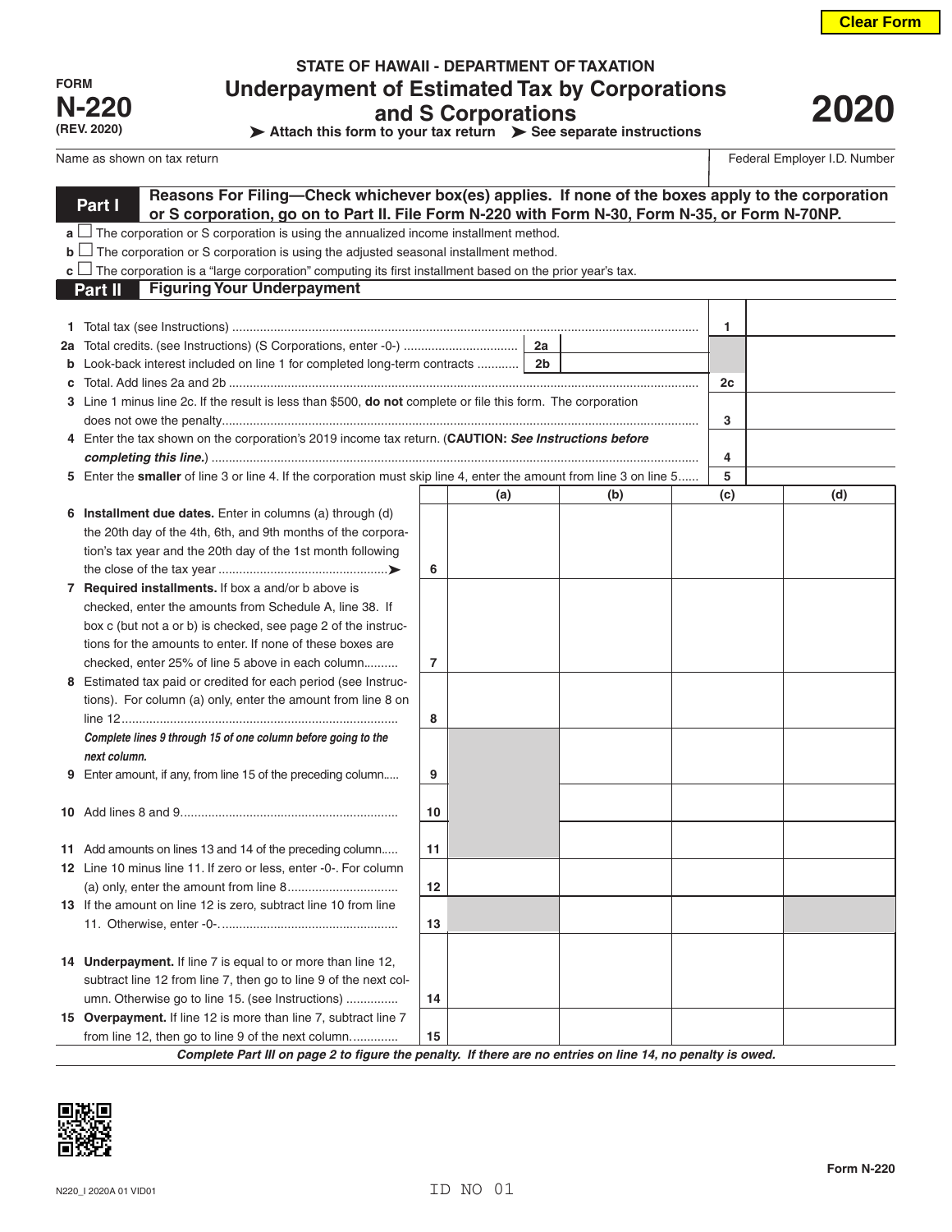FORM **N-220** (REV. 2020)

STATE OF HAWAII - DEPARTMENT OF TAXATION

# Underpayment of Estimated Tax by Corporations and S Corporations

# 2020

➤ Attach this form to your tax return ➤ See separate instructions

| Name as shown on tax return | Federal Employer I.D. Number |
|---|---|
| | |

## Part I Reasons For Filing—Check whichever box(es) applies. If none of the boxes apply to the corporation or S corporation, go on to Part II. File Form N-220 with Form N-30, Form N-35, or Form N-70NP.

- **a** ☐ The corporation or S corporation is using the annualized income installment method.
- **b** ☐ The corporation or S corporation is using the adjusted seasonal installment method.
- **c** ☐ The corporation is a "large corporation" computing its first installment based on the prior year's tax.

## Part II Figuring Your Underpayment

| | | | | |
|---|---|---|---|---|
| **1** | Total tax (see Instructions) | | 1 | |
| **2a** | Total credits. (see Instructions) (S Corporations, enter -0-) | 2a | | |
| **b** | Look-back interest included on line 1 for completed long-term contracts | 2b | | |
| **c** | Total. Add lines 2a and 2b | | 2c | |
| **3** | Line 1 minus line 2c. If the result is less than $500, **do not** complete or file this form. The corporation does not owe the penalty | | 3 | |
| **4** | Enter the tax shown on the corporation's 2019 income tax return. (**CAUTION:** *See Instructions before completing this line.*) | | 4 | |
| **5** | Enter the **smaller** of line 3 or line 4. If the corporation must skip line 4, enter the amount from line 3 on line 5 | | 5 | |

| | | (a) | (b) | (c) | (d) |
|---|---|---|---|---|---|
| **6** **Installment due dates.** Enter in columns (a) through (d) the 20th day of the 4th, 6th, and 9th months of the corporation's tax year and the 20th day of the 1st month following the close of the tax year ➤ | 6 | | | | |
| **7** **Required installments.** If box a and/or b above is checked, enter the amounts from Schedule A, line 38. If box c (but not a or b) is checked, see page 2 of the instructions for the amounts to enter. If none of these boxes are checked, enter 25% of line 5 above in each column | 7 | | | | |
| **8** Estimated tax paid or credited for each period (see Instructions). For column (a) only, enter the amount from line 8 on line 12 | 8 | | | | |
| ***Complete lines 9 through 15 of one column before going to the next column.*** **9** Enter amount, if any, from line 15 of the preceding column | 9 | | | | |
| **10** Add lines 8 and 9 | 10 | | | | |
| **11** Add amounts on lines 13 and 14 of the preceding column | 11 | | | | |
| **12** Line 10 minus line 11. If zero or less, enter -0-. For column (a) only, enter the amount from line 8 | 12 | | | | |
| **13** If the amount on line 12 is zero, subtract line 10 from line 11. Otherwise, enter -0- | 13 | | | | |
| **14** **Underpayment.** If line 7 is equal to or more than line 12, subtract line 12 from line 7, then go to line 9 of the next column. Otherwise go to line 15. (see Instructions) | 14 | | | | |
| **15** **Overpayment.** If line 12 is more than line 7, subtract line 7 from line 12, then go to line 9 of the next column | 15 | | | | |

***Complete Part III on page 2 to figure the penalty. If there are no entries on line 14, no penalty is owed.***

Form N-220

N220_I 2020A 01 VID01

ID NO 01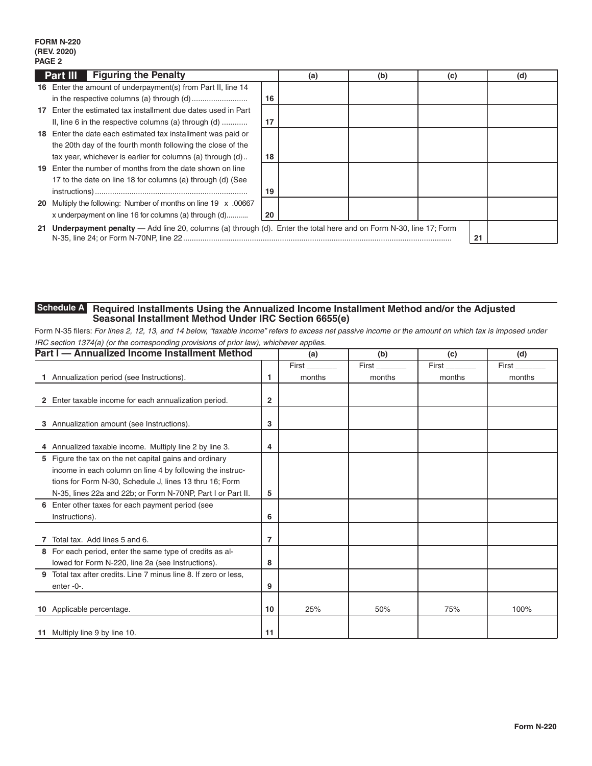FORM N-220
(REV. 2020)
PAGE 2

## Part III Figuring the Penalty

| | | | (a) | (b) | (c) | (d) |
|---|---|---|---|---|---|---|
| 16 | Enter the amount of underpayment(s) from Part II, line 14 in the respective columns (a) through (d) .......................... | 16 | | | | |
| 17 | Enter the estimated tax installment due dates used in Part II, line 6 in the respective columns (a) through (d) ........... | 17 | | | | |
| 18 | Enter the date each estimated tax installment was paid or the 20th day of the fourth month following the close of the tax year, whichever is earlier for columns (a) through (d).. | 18 | | | | |
| 19 | Enter the number of months from the date shown on line 17 to the date on line 18 for columns (a) through (d) (See instructions) ...................................................................... | 19 | | | | |
| 20 | Multiply the following: Number of months on line 19 x .00667 x underpayment on line 16 for columns (a) through (d).......... | 20 | | | | |
| 21 | **Underpayment penalty** — Add line 20, columns (a) through (d). Enter the total here and on Form N-30, line 17; Form N-35, line 24; or Form N-70NP, line 22 ........................................................................................................................... | | | | 21 | |

## Schedule A Required Installments Using the Annualized Income Installment Method and/or the Adjusted Seasonal Installment Method Under IRC Section 6655(e)

Form N-35 filers: *For lines 2, 12, 13, and 14 below, "taxable income" refers to excess net passive income or the amount on which tax is imposed under IRC section 1374(a) (or the corresponding provisions of prior law), whichever applies.*

| **Part I — Annualized Income Installment Method** | | (a) | (b) | (c) | (d) |
|---|---|---|---|---|---|
| 1 Annualization period (see Instructions). | 1 | First _______ months | First _______ months | First _______ months | First _______ months |
| 2 Enter taxable income for each annualization period. | 2 | | | | |
| 3 Annualization amount (see Instructions). | 3 | | | | |
| 4 Annualized taxable income. Multiply line 2 by line 3. | 4 | | | | |
| 5 Figure the tax on the net capital gains and ordinary income in each column on line 4 by following the instructions for Form N-30, Schedule J, lines 13 thru 16; Form N-35, lines 22a and 22b; or Form N-70NP, Part I or Part II. | 5 | | | | |
| 6 Enter other taxes for each payment period (see Instructions). | 6 | | | | |
| 7 Total tax. Add lines 5 and 6. | 7 | | | | |
| 8 For each period, enter the same type of credits as allowed for Form N-220, line 2a (see Instructions). | 8 | | | | |
| 9 Total tax after credits. Line 7 minus line 8. If zero or less, enter -0-. | 9 | | | | |
| 10 Applicable percentage. | 10 | 25% | 50% | 75% | 100% |
| 11 Multiply line 9 by line 10. | 11 | | | | |

Form N-220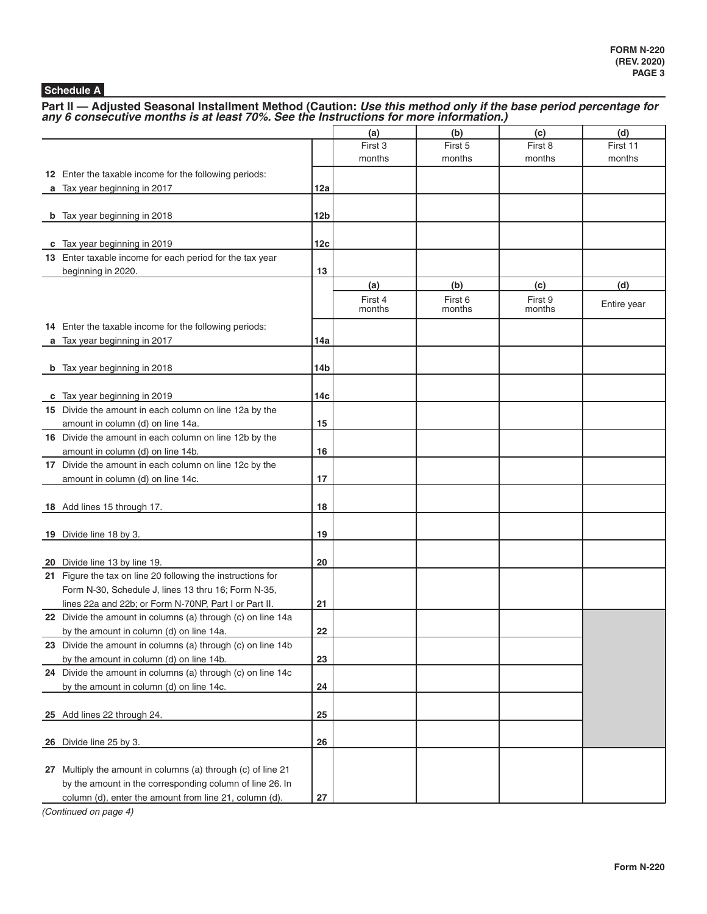**Schedule A**

**Part II — Adjusted Seasonal Installment Method (Caution:** ***Use this method only if the base period percentage for any 6 consecutive months is at least 70%. See the Instructions for more information.)***

| | | (a) First 3 months | (b) First 5 months | (c) First 8 months | (d) First 11 months |
|---|---|---|---|---|---|
| **12** Enter the taxable income for the following periods: | | | | | |
| **a** Tax year beginning in 2017 | **12a** | | | | |
| **b** Tax year beginning in 2018 | **12b** | | | | |
| **c** Tax year beginning in 2019 | **12c** | | | | |
| **13** Enter taxable income for each period for the tax year beginning in 2020. | **13** | | | | |
| | | **(a)** First 4 months | **(b)** First 6 months | **(c)** First 9 months | **(d)** Entire year |
| **14** Enter the taxable income for the following periods: | | | | | |
| **a** Tax year beginning in 2017 | **14a** | | | | |
| **b** Tax year beginning in 2018 | **14b** | | | | |
| **c** Tax year beginning in 2019 | **14c** | | | | |
| **15** Divide the amount in each column on line 12a by the amount in column (d) on line 14a. | **15** | | | | |
| **16** Divide the amount in each column on line 12b by the amount in column (d) on line 14b. | **16** | | | | |
| **17** Divide the amount in each column on line 12c by the amount in column (d) on line 14c. | **17** | | | | |
| **18** Add lines 15 through 17. | **18** | | | | |
| **19** Divide line 18 by 3. | **19** | | | | |
| **20** Divide line 13 by line 19. | **20** | | | | |
| **21** Figure the tax on line 20 following the instructions for Form N-30, Schedule J, lines 13 thru 16; Form N-35, lines 22a and 22b; or Form N-70NP, Part I or Part II. | **21** | | | | |
| **22** Divide the amount in columns (a) through (c) on line 14a by the amount in column (d) on line 14a. | **22** | | | | |
| **23** Divide the amount in columns (a) through (c) on line 14b by the amount in column (d) on line 14b. | **23** | | | | |
| **24** Divide the amount in columns (a) through (c) on line 14c by the amount in column (d) on line 14c. | **24** | | | | |
| **25** Add lines 22 through 24. | **25** | | | | |
| **26** Divide line 25 by 3. | **26** | | | | |
| **27** Multiply the amount in columns (a) through (c) of line 21 by the amount in the corresponding column of line 26. In column (d), enter the amount from line 21, column (d). | **27** | | | | |

*(Continued on page 4)*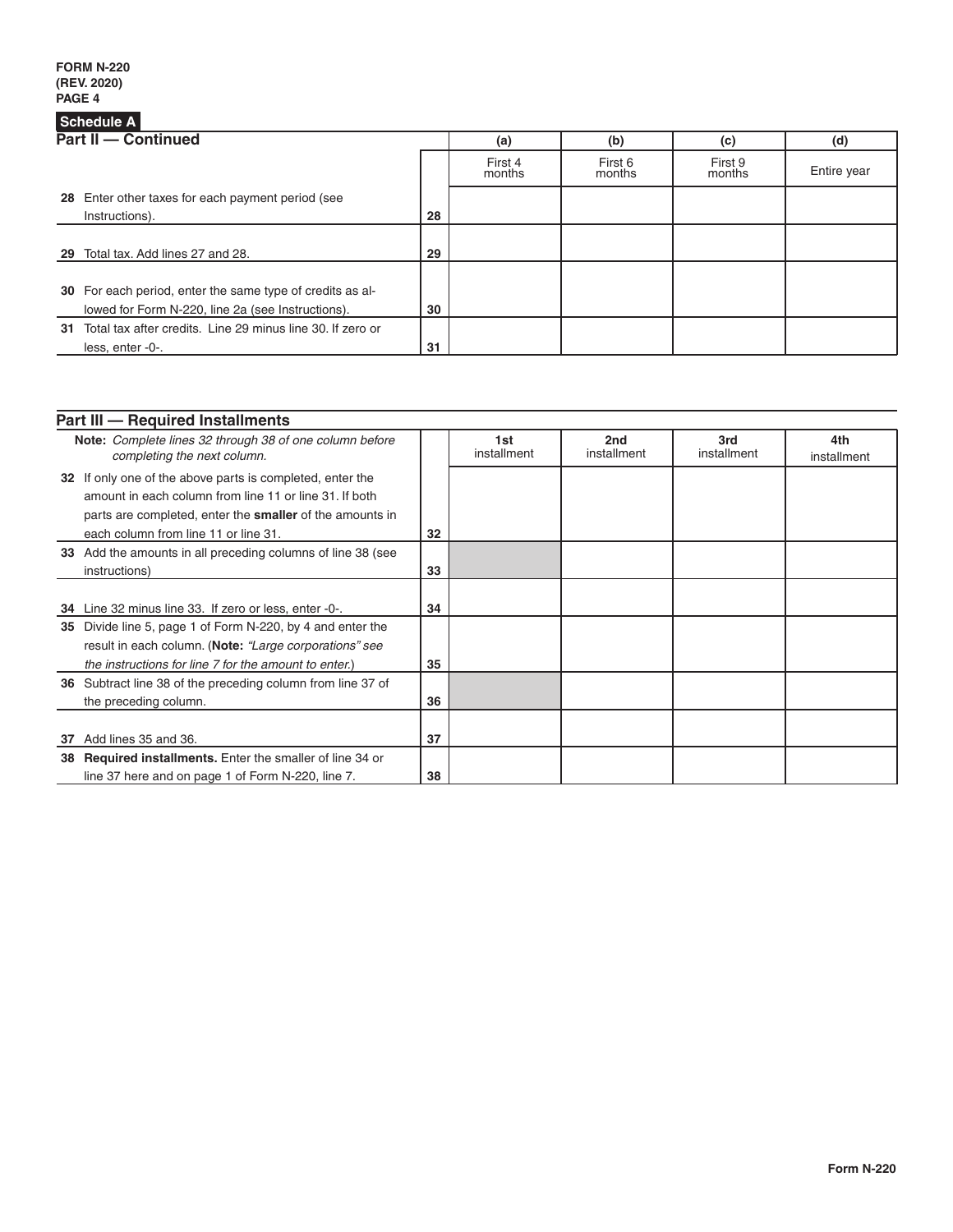FORM N-220
(REV. 2020)

**Schedule A**

## Part II — Continued

| | | (a) | (b) | (c) | (d) |
|---|---|---|---|---|---|
| | | First 4 months | First 6 months | First 9 months | Entire year |
| **28** Enter other taxes for each payment period (see Instructions). | 28 | | | | |
| **29** Total tax. Add lines 27 and 28. | 29 | | | | |
| **30** For each period, enter the same type of credits as allowed for Form N-220, line 2a (see Instructions). | 30 | | | | |
| **31** Total tax after credits. Line 29 minus line 30. If zero or less, enter -0-. | 31 | | | | |

## Part III — Required Installments

| **Note:** *Complete lines 32 through 38 of one column before completing the next column.* | | 1st installment | 2nd installment | 3rd installment | 4th installment |
|---|---|---|---|---|---|
| **32** If only one of the above parts is completed, enter the amount in each column from line 11 or line 31. If both parts are completed, enter the **smaller** of the amounts in each column from line 11 or line 31. | 32 | | | | |
| **33** Add the amounts in all preceding columns of line 38 (see instructions) | 33 | | | | |
| **34** Line 32 minus line 33. If zero or less, enter -0-. | 34 | | | | |
| **35** Divide line 5, page 1 of Form N-220, by 4 and enter the result in each column. (**Note:** *"Large corporations" see the instructions for line 7 for the amount to enter.*) | 35 | | | | |
| **36** Subtract line 38 of the preceding column from line 37 of the preceding column. | 36 | | | | |
| **37** Add lines 35 and 36. | 37 | | | | |
| **38** **Required installments.** Enter the smaller of line 34 or line 37 here and on page 1 of Form N-220, line 7. | 38 | | | | |

Form N-220